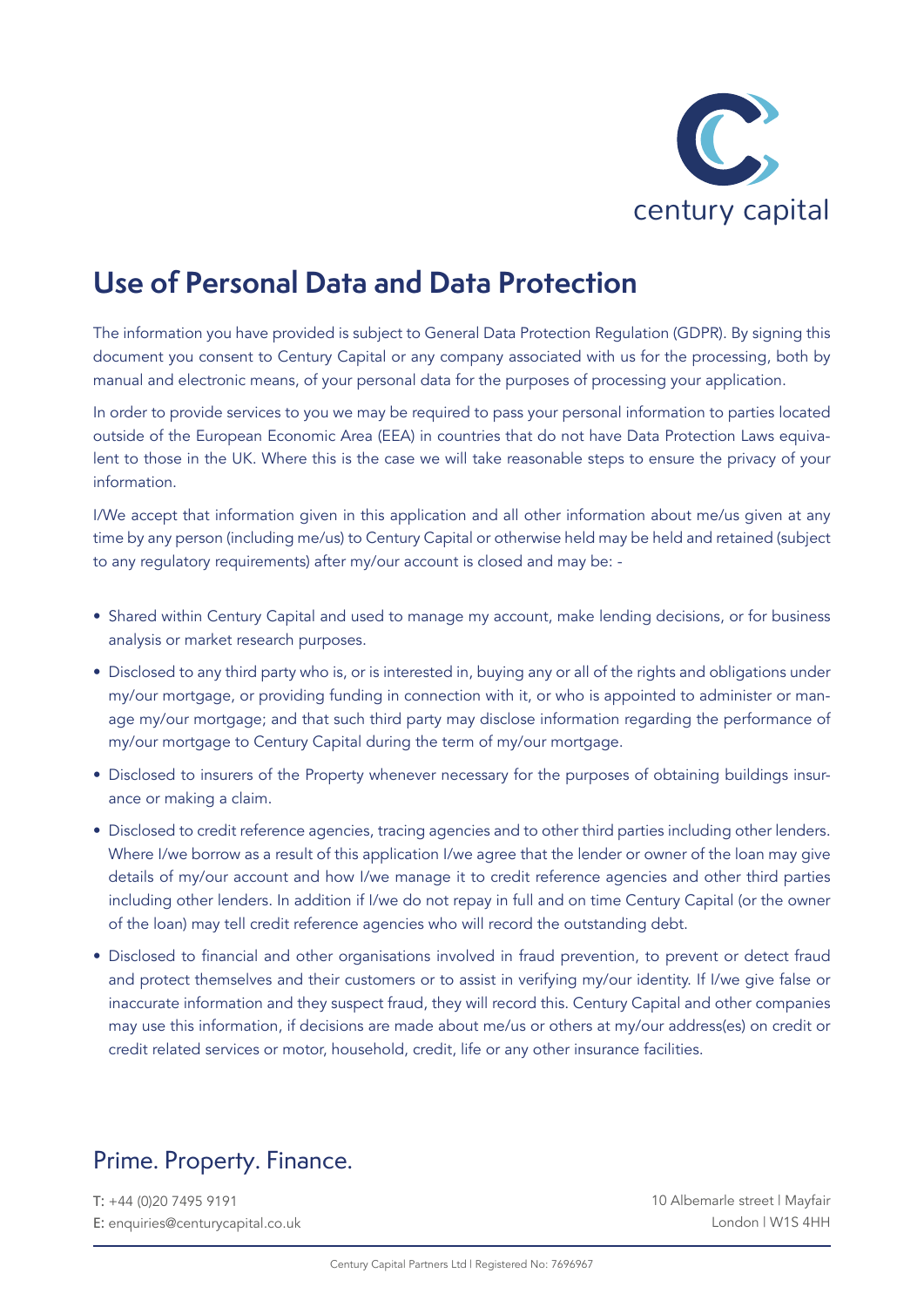century capital

# Use of Personal Data and Data Protection

The information you have provided is subject to General Data Protection Regulation (GDPR). By signing this document you consent to Century Capital or any company associated with us for the processing, both by manual and electronic means, of your personal data for the purposes of processing your application.

In order to provide services to you we may be required to pass your personal information to parties located outside of the European Economic Area (EEA) in countries that do not have Data Protection Laws equivalent to those in the UK. Where this is the case we will take reasonable steps to ensure the privacy of your information.

I/We accept that information given in this application and all other information about me/us given at any time by any person (including me/us) to Century Capital or otherwise held may be held and retained (subject to any regulatory requirements) after my/our account is closed and may be: -

- Shared within Century Capital and used to manage my account, make lending decisions, or for business analysis or market research purposes.
- Disclosed to any third party who is, or is interested in, buying any or all of the rights and obligations under my/our mortgage, or providing funding in connection with it, or who is appointed to administer or manage my/our mortgage; and that such third party may disclose information regarding the performance of my/our mortgage to Century Capital during the term of my/our mortgage.
- Disclosed to insurers of the Property whenever necessary for the purposes of obtaining buildings insurance or making a claim.
- Disclosed to credit reference agencies, tracing agencies and to other third parties including other lenders. Where I/we borrow as a result of this application I/we agree that the lender or owner of the loan may give details of my/our account and how I/we manage it to credit reference agencies and other third parties including other lenders. In addition if I/we do not repay in full and on time Century Capital (or the owner of the loan) may tell credit reference agencies who will record the outstanding debt.
- Disclosed to financial and other organisations involved in fraud prevention, to prevent or detect fraud and protect themselves and their customers or to assist in verifying my/our identity. If I/we give false or inaccurate information and they suspect fraud, they will record this. Century Capital and other companies may use this information, if decisions are made about me/us or others at my/our address(es) on credit or credit related services or motor, household, credit, life or any other insurance facilities.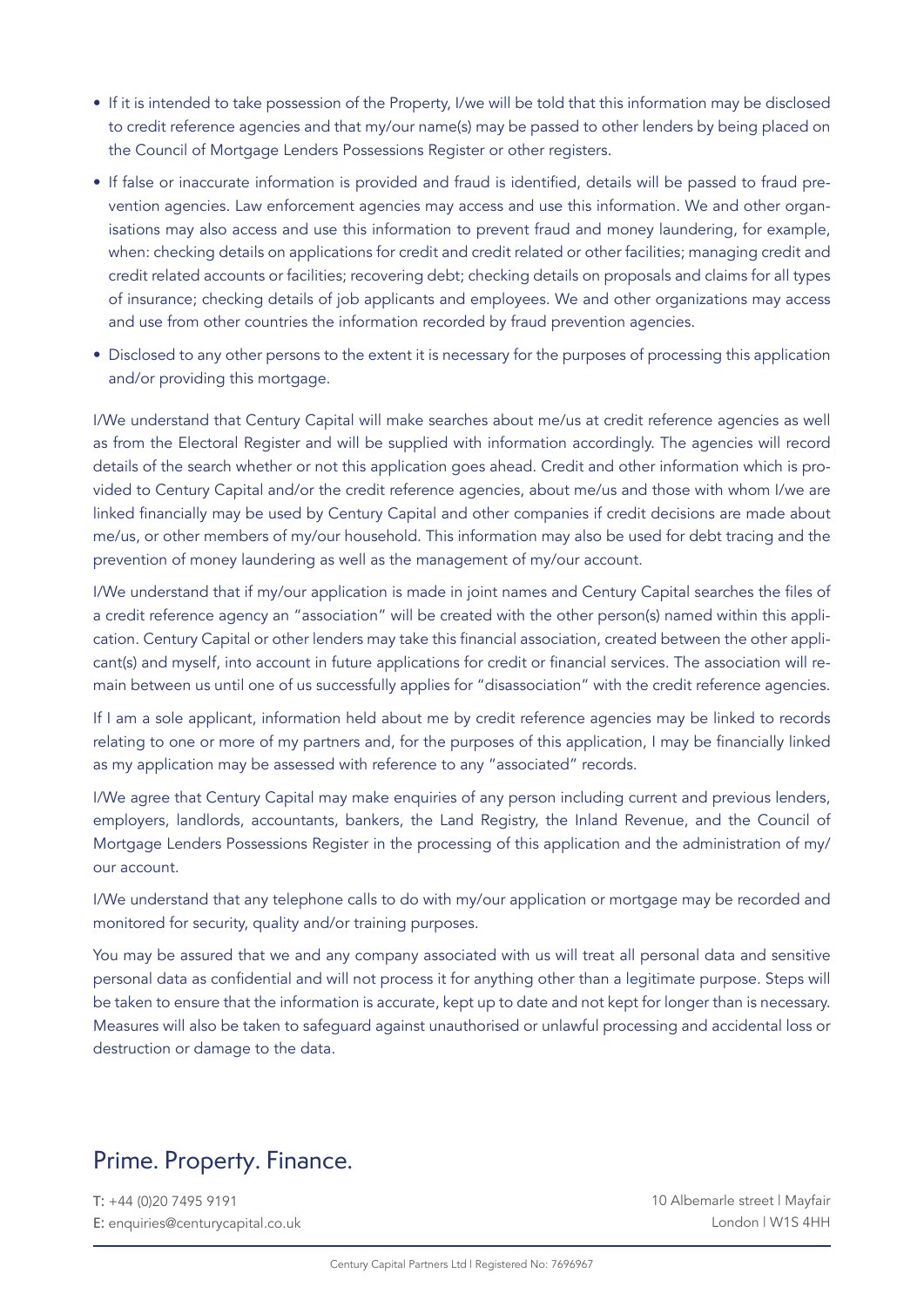- If it is intended to take possession of the Property, I/we will be told that this information may be disclosed to credit reference agencies and that my/our name(s) may be passed to other lenders by being placed on the Council of Mortgage Lenders Possessions Register or other registers.
- If false or inaccurate information is provided and fraud is identified, details will be passed to fraud prevention agencies. Law enforcement agencies may access and use this information. We and other organisations may also access and use this information to prevent fraud and money laundering, for example, when: checking details on applications for credit and credit related or other facilities; managing credit and credit related accounts or facilities; recovering debt; checking details on proposals and claims for all types of insurance; checking details of job applicants and employees. We and other organizations may access and use from other countries the information recorded by fraud prevention agencies.
- Disclosed to any other persons to the extent it is necessary for the purposes of processing this application and/or providing this mortgage.

I/We understand that Century Capital will make searches about me/us at credit reference agencies as well as from the Electoral Register and will be supplied with information accordingly. The agencies will record details of the search whether or not this application goes ahead. Credit and other information which is provided to Century Capital and/or the credit reference agencies, about me/us and those with whom I/we are linked financially may be used by Century Capital and other companies if credit decisions are made about me/us, or other members of my/our household. This information may also be used for debt tracing and the prevention of money laundering as well as the management of my/our account.

I/We understand that if my/our application is made in joint names and Century Capital searches the files of a credit reference agency an "association" will be created with the other person(s) named within this application. Century Capital or other lenders may take this financial association, created between the other applicant(s) and myself, into account in future applications for credit or financial services. The association will remain between us until one of us successfully applies for "disassociation" with the credit reference agencies.

If I am a sole applicant, information held about me by credit reference agencies may be linked to records relating to one or more of my partners and, for the purposes of this application, I may be financially linked as my application may be assessed with reference to any "associated" records.

I/We agree that Century Capital may make enquiries of any person including current and previous lenders, employers, landlords, accountants, bankers, the Land Registry, the Inland Revenue, and the Council of Mortgage Lenders Possessions Register in the processing of this application and the administration of my/our account.

I/We understand that any telephone calls to do with my/our application or mortgage may be recorded and monitored for security, quality and/or training purposes.

You may be assured that we and any company associated with us will treat all personal data and sensitive personal data as confidential and will not process it for anything other than a legitimate purpose. Steps will be taken to ensure that the information is accurate, kept up to date and not kept for longer than is necessary. Measures will also be taken to safeguard against unauthorised or unlawful processing and accidental loss or destruction or damage to the data.

## Prime. Property. Finance.

T: +44 (0)20 7495 9191
E: enquiries@centurycapital.co.uk

10 Albemarle street | Mayfair
London | W1S 4HH

Century Capital Partners Ltd | Registered No: 7696967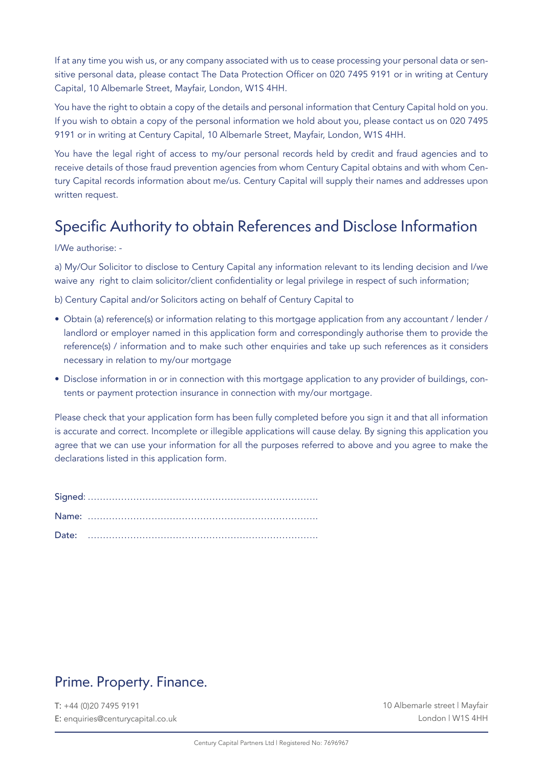If at any time you wish us, or any company associated with us to cease processing your personal data or sensitive personal data, please contact The Data Protection Officer on 020 7495 9191 or in writing at Century Capital, 10 Albemarle Street, Mayfair, London, W1S 4HH.

You have the right to obtain a copy of the details and personal information that Century Capital hold on you. If you wish to obtain a copy of the personal information we hold about you, please contact us on 020 7495 9191 or in writing at Century Capital, 10 Albemarle Street, Mayfair, London, W1S 4HH.

You have the legal right of access to my/our personal records held by credit and fraud agencies and to receive details of those fraud prevention agencies from whom Century Capital obtains and with whom Century Capital records information about me/us. Century Capital will supply their names and addresses upon written request.

## Specific Authority to obtain References and Disclose Information

I/We authorise: -

a) My/Our Solicitor to disclose to Century Capital any information relevant to its lending decision and I/we waive any right to claim solicitor/client confidentiality or legal privilege in respect of such information;

b) Century Capital and/or Solicitors acting on behalf of Century Capital to

- Obtain (a) reference(s) or information relating to this mortgage application from any accountant / lender / landlord or employer named in this application form and correspondingly authorise them to provide the reference(s) / information and to make such other enquiries and take up such references as it considers necessary in relation to my/our mortgage
- Disclose information in or in connection with this mortgage application to any provider of buildings, contents or payment protection insurance in connection with my/our mortgage.

Please check that your application form has been fully completed before you sign it and that all information is accurate and correct. Incomplete or illegible applications will cause delay. By signing this application you agree that we can use your information for all the purposes referred to above and you agree to make the declarations listed in this application form.

Signed: ………………………………………………………………….

Name: ………………………………………………………………….

Date: ………………………………………………………………….

## Prime. Property. Finance.

T: +44 (0)20 7495 9191
E: enquiries@centurycapital.co.uk

10 Albemarle street | Mayfair
London | W1S 4HH

Century Capital Partners Ltd | Registered No: 7696967